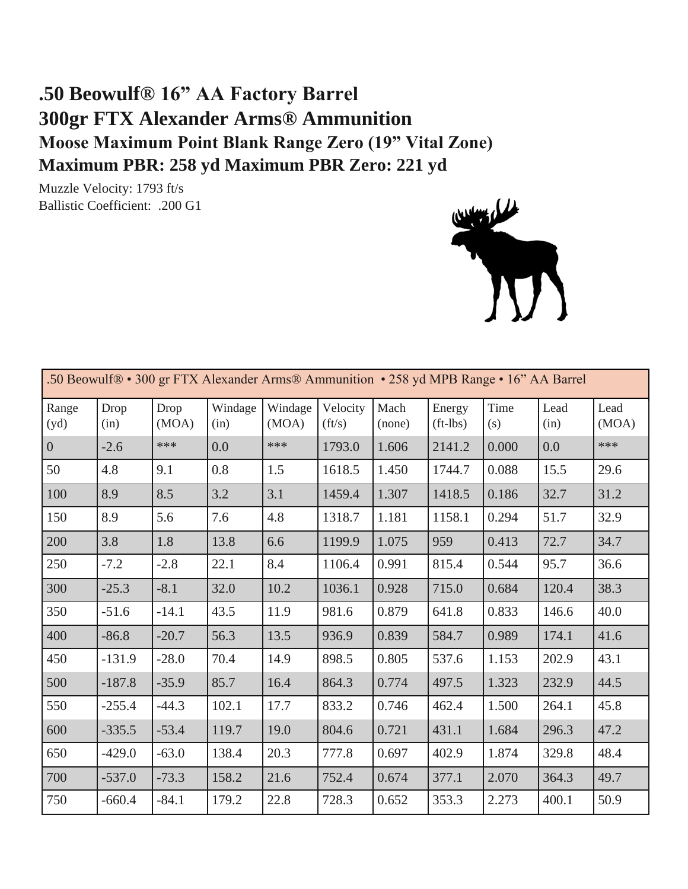# .50 Beowulf® 16” AA Factory Barrel

# 300gr FTX Alexander Arms® Ammunition

## Moose Maximum Point Blank Range Zero (19” Vital Zone)

## Maximum PBR: 258 yd Maximum PBR Zero: 221 yd

Muzzle Velocity: 1793 ft/s
Ballistic Coefficient: .200 G1

| .50 Beowulf® • 300 gr FTX Alexander Arms® Ammunition • 258 yd MPB Range • 16” AA Barrel | | | | | | | | | | |
|---|---|---|---|---|---|---|---|---|---|---|
| Range (yd) | Drop (in) | Drop (MOA) | Windage (in) | Windage (MOA) | Velocity (ft/s) | Mach (none) | Energy (ft-lbs) | Time (s) | Lead (in) | Lead (MOA) |
| 0 | -2.6 | *** | 0.0 | *** | 1793.0 | 1.606 | 2141.2 | 0.000 | 0.0 | *** |
| 50 | 4.8 | 9.1 | 0.8 | 1.5 | 1618.5 | 1.450 | 1744.7 | 0.088 | 15.5 | 29.6 |
| 100 | 8.9 | 8.5 | 3.2 | 3.1 | 1459.4 | 1.307 | 1418.5 | 0.186 | 32.7 | 31.2 |
| 150 | 8.9 | 5.6 | 7.6 | 4.8 | 1318.7 | 1.181 | 1158.1 | 0.294 | 51.7 | 32.9 |
| 200 | 3.8 | 1.8 | 13.8 | 6.6 | 1199.9 | 1.075 | 959 | 0.413 | 72.7 | 34.7 |
| 250 | -7.2 | -2.8 | 22.1 | 8.4 | 1106.4 | 0.991 | 815.4 | 0.544 | 95.7 | 36.6 |
| 300 | -25.3 | -8.1 | 32.0 | 10.2 | 1036.1 | 0.928 | 715.0 | 0.684 | 120.4 | 38.3 |
| 350 | -51.6 | -14.1 | 43.5 | 11.9 | 981.6 | 0.879 | 641.8 | 0.833 | 146.6 | 40.0 |
| 400 | -86.8 | -20.7 | 56.3 | 13.5 | 936.9 | 0.839 | 584.7 | 0.989 | 174.1 | 41.6 |
| 450 | -131.9 | -28.0 | 70.4 | 14.9 | 898.5 | 0.805 | 537.6 | 1.153 | 202.9 | 43.1 |
| 500 | -187.8 | -35.9 | 85.7 | 16.4 | 864.3 | 0.774 | 497.5 | 1.323 | 232.9 | 44.5 |
| 550 | -255.4 | -44.3 | 102.1 | 17.7 | 833.2 | 0.746 | 462.4 | 1.500 | 264.1 | 45.8 |
| 600 | -335.5 | -53.4 | 119.7 | 19.0 | 804.6 | 0.721 | 431.1 | 1.684 | 296.3 | 47.2 |
| 650 | -429.0 | -63.0 | 138.4 | 20.3 | 777.8 | 0.697 | 402.9 | 1.874 | 329.8 | 48.4 |
| 700 | -537.0 | -73.3 | 158.2 | 21.6 | 752.4 | 0.674 | 377.1 | 2.070 | 364.3 | 49.7 |
| 750 | -660.4 | -84.1 | 179.2 | 22.8 | 728.3 | 0.652 | 353.3 | 2.273 | 400.1 | 50.9 |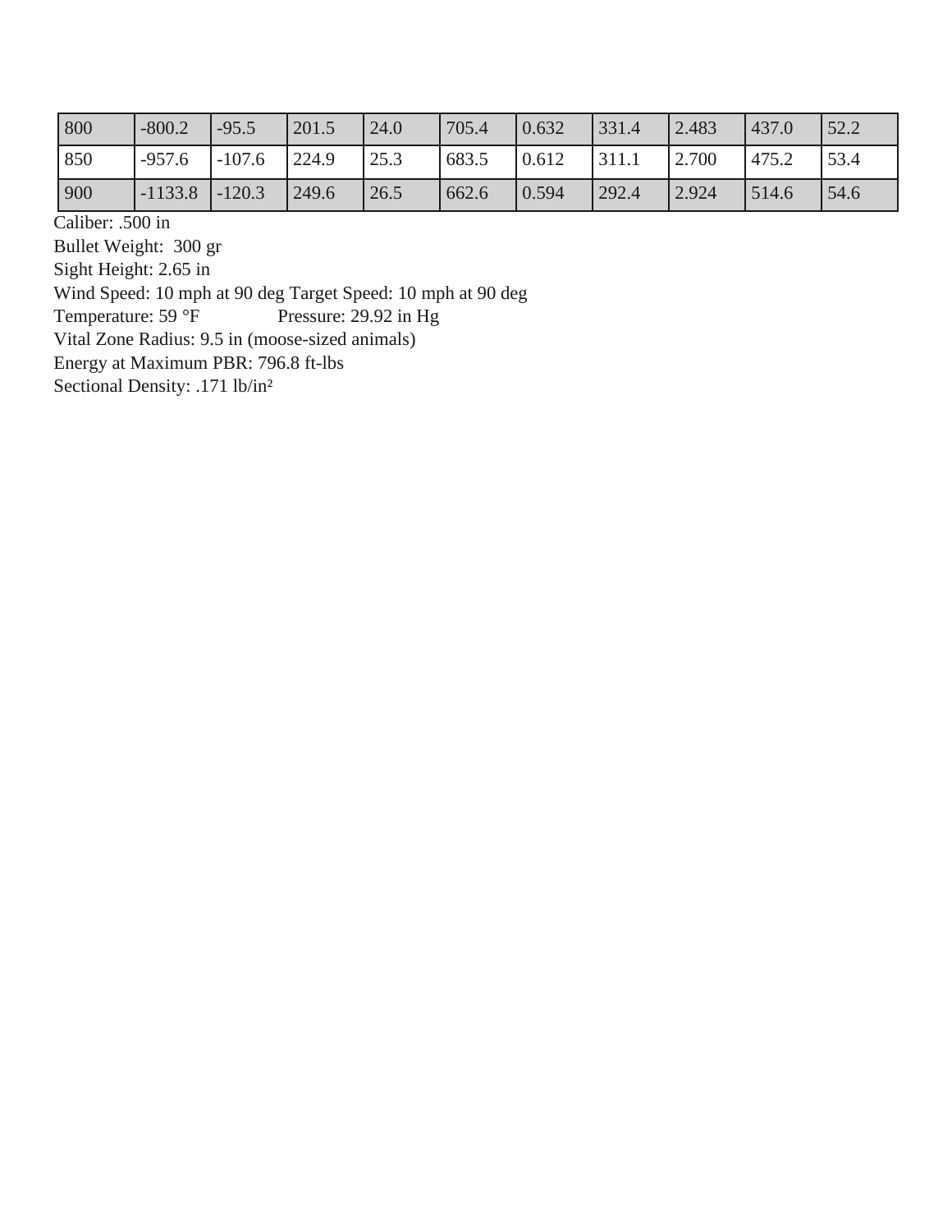| | | | | | | | | | | |
|---|---|---|---|---|---|---|---|---|---|---|
| 800 | -800.2 | -95.5 | 201.5 | 24.0 | 705.4 | 0.632 | 331.4 | 2.483 | 437.0 | 52.2 |
| 850 | -957.6 | -107.6 | 224.9 | 25.3 | 683.5 | 0.612 | 311.1 | 2.700 | 475.2 | 53.4 |
| 900 | -1133.8 | -120.3 | 249.6 | 26.5 | 662.6 | 0.594 | 292.4 | 2.924 | 514.6 | 54.6 |

Caliber: .500 in

Bullet Weight: 300 gr

Sight Height: 2.65 in

Wind Speed: 10 mph at 90 deg Target Speed: 10 mph at 90 deg

Temperature: 59 °F Pressure: 29.92 in Hg

Vital Zone Radius: 9.5 in (moose-sized animals)

Energy at Maximum PBR: 796.8 ft-lbs

Sectional Density: .171 lb/in²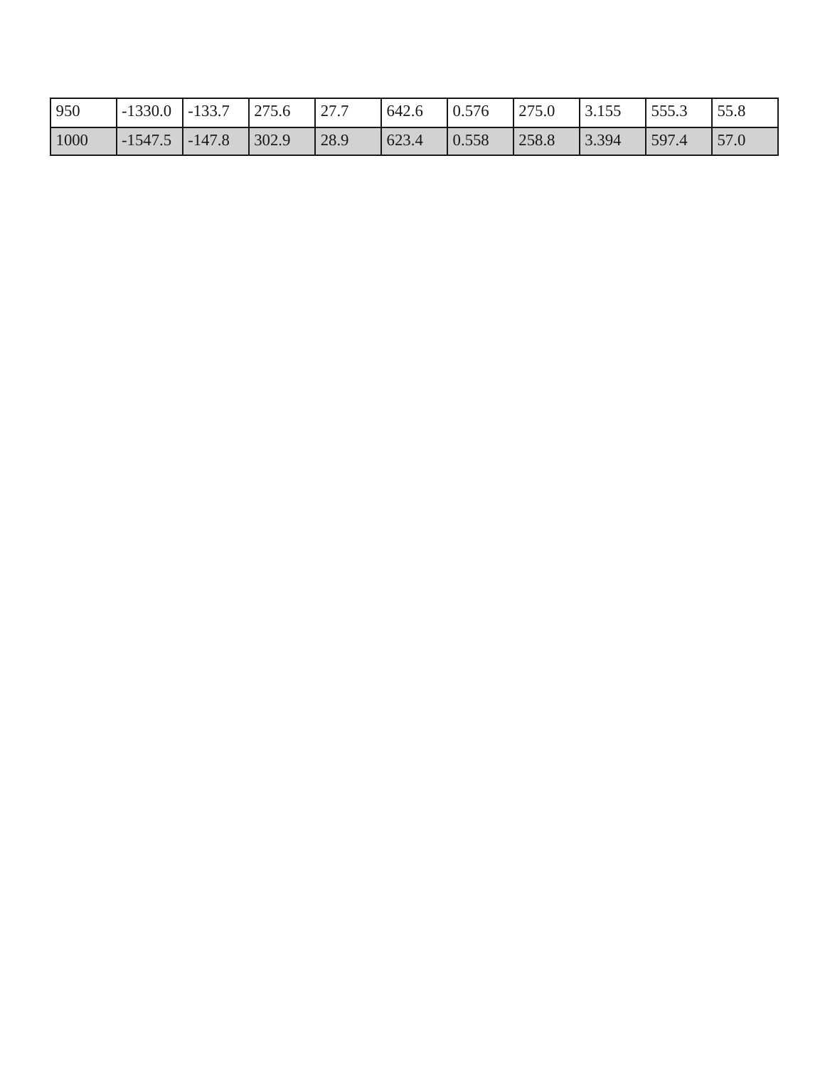| | | | | | | | | | | |
|---|---|---|---|---|---|---|---|---|---|---|
| 950 | -1330.0 | -133.7 | 275.6 | 27.7 | 642.6 | 0.576 | 275.0 | 3.155 | 555.3 | 55.8 |
| 1000 | -1547.5 | -147.8 | 302.9 | 28.9 | 623.4 | 0.558 | 258.8 | 3.394 | 597.4 | 57.0 |